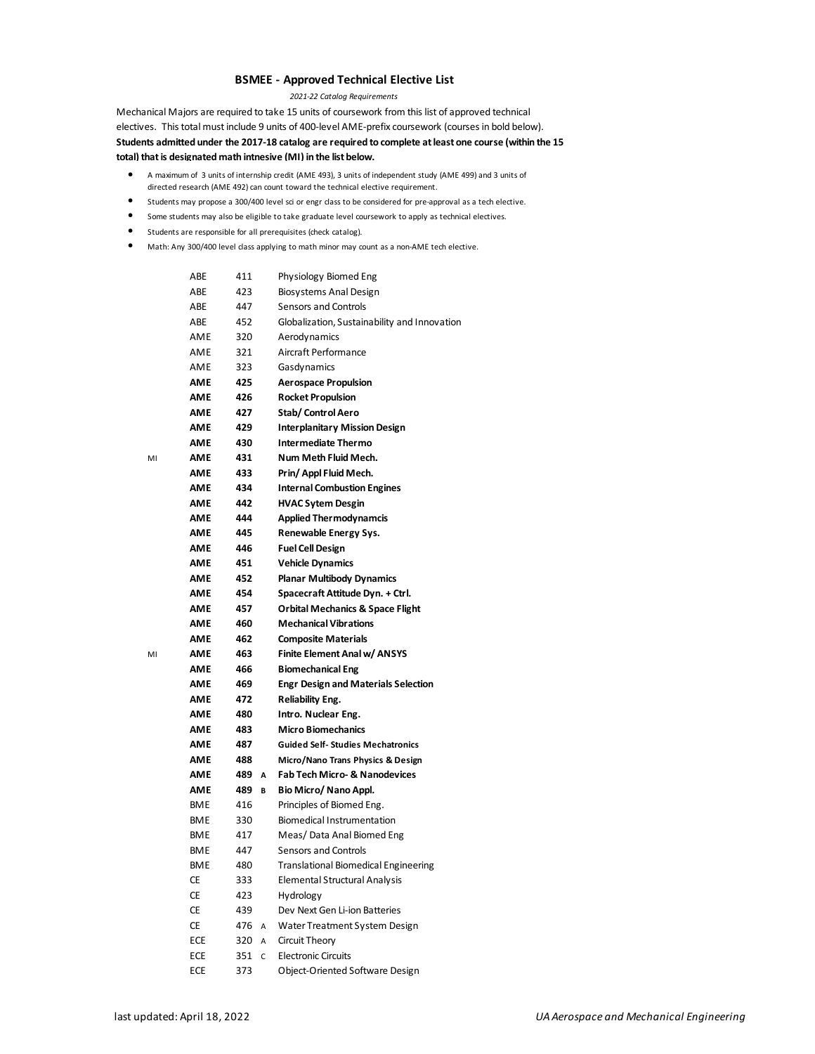## BSMEE - Approved Technical Elective List

*2021-22 Catalog Requirements*

Mechanical Majors are required to take 15 units of coursework from this list of approved technical electives. This total must include 9 units of 400-level AME-prefix coursework (courses in bold below). **Students admitted under the 2017-18 catalog are required to complete at least one course (within the 15 total) that is designated math intensive (MI) in the list below.**

- A maximum of 3 units of internship credit (AME 493), 3 units of independent study (AME 499) and 3 units of directed research (AME 492) can count toward the technical elective requirement.
- Students may propose a 300/400 level sci or engr class to be considered for pre-approval as a tech elective.
- Some students may also be eligible to take graduate level coursework to apply as technical electives.
- Students are responsible for all prerequisites (check catalog).
- Math: Any 300/400 level class applying to math minor may count as a non-AME tech elective.

| | Prefix | Number | | Title |
|---|---|---|---|---|
| | ABE | 411 | | Physiology Biomed Eng |
| | ABE | 423 | | Biosystems Anal Design |
| | ABE | 447 | | Sensors and Controls |
| | ABE | 452 | | Globalization, Sustainability and Innovation |
| | AME | 320 | | Aerodynamics |
| | AME | 321 | | Aircraft Performance |
| | AME | 323 | | Gasdynamics |
| | **AME** | **425** | | **Aerospace Propulsion** |
| | **AME** | **426** | | **Rocket Propulsion** |
| | **AME** | **427** | | **Stab/ Control Aero** |
| | **AME** | **429** | | **Interplanitary Mission Design** |
| | **AME** | **430** | | **Intermediate Thermo** |
| MI | **AME** | **431** | | **Num Meth Fluid Mech.** |
| | **AME** | **433** | | **Prin/ Appl Fluid Mech.** |
| | **AME** | **434** | | **Internal Combustion Engines** |
| | **AME** | **442** | | **HVAC Sytem Desgin** |
| | **AME** | **444** | | **Applied Thermodynamcis** |
| | **AME** | **445** | | **Renewable Energy Sys.** |
| | **AME** | **446** | | **Fuel Cell Design** |
| | **AME** | **451** | | **Vehicle Dynamics** |
| | **AME** | **452** | | **Planar Multibody Dynamics** |
| | **AME** | **454** | | **Spacecraft Attitude Dyn. + Ctrl.** |
| | **AME** | **457** | | **Orbital Mechanics & Space Flight** |
| | **AME** | **460** | | **Mechanical Vibrations** |
| | **AME** | **462** | | **Composite Materials** |
| MI | **AME** | **463** | | **Finite Element Anal w/ ANSYS** |
| | **AME** | **466** | | **Biomechanical Eng** |
| | **AME** | **469** | | **Engr Design and Materials Selection** |
| | **AME** | **472** | | **Reliability Eng.** |
| | **AME** | **480** | | **Intro. Nuclear Eng.** |
| | **AME** | **483** | | **Micro Biomechanics** |
| | **AME** | **487** | | **Guided Self- Studies Mechatronics** |
| | **AME** | **488** | | **Micro/Nano Trans Physics & Design** |
| | **AME** | **489** | **A** | **Fab Tech Micro- & Nanodevices** |
| | **AME** | **489** | **B** | **Bio Micro/ Nano Appl.** |
| | BME | 416 | | Principles of Biomed Eng. |
| | BME | 330 | | Biomedical Instrumentation |
| | BME | 417 | | Meas/ Data Anal Biomed Eng |
| | BME | 447 | | Sensors and Controls |
| | BME | 480 | | Translational Biomedical Engineering |
| | CE | 333 | | Elemental Structural Analysis |
| | CE | 423 | | Hydrology |
| | CE | 439 | | Dev Next Gen Li-ion Batteries |
| | CE | 476 | A | Water Treatment System Design |
| | ECE | 320 | A | Circuit Theory |
| | ECE | 351 | C | Electronic Circuits |
| | ECE | 373 | | Object-Oriented Software Design |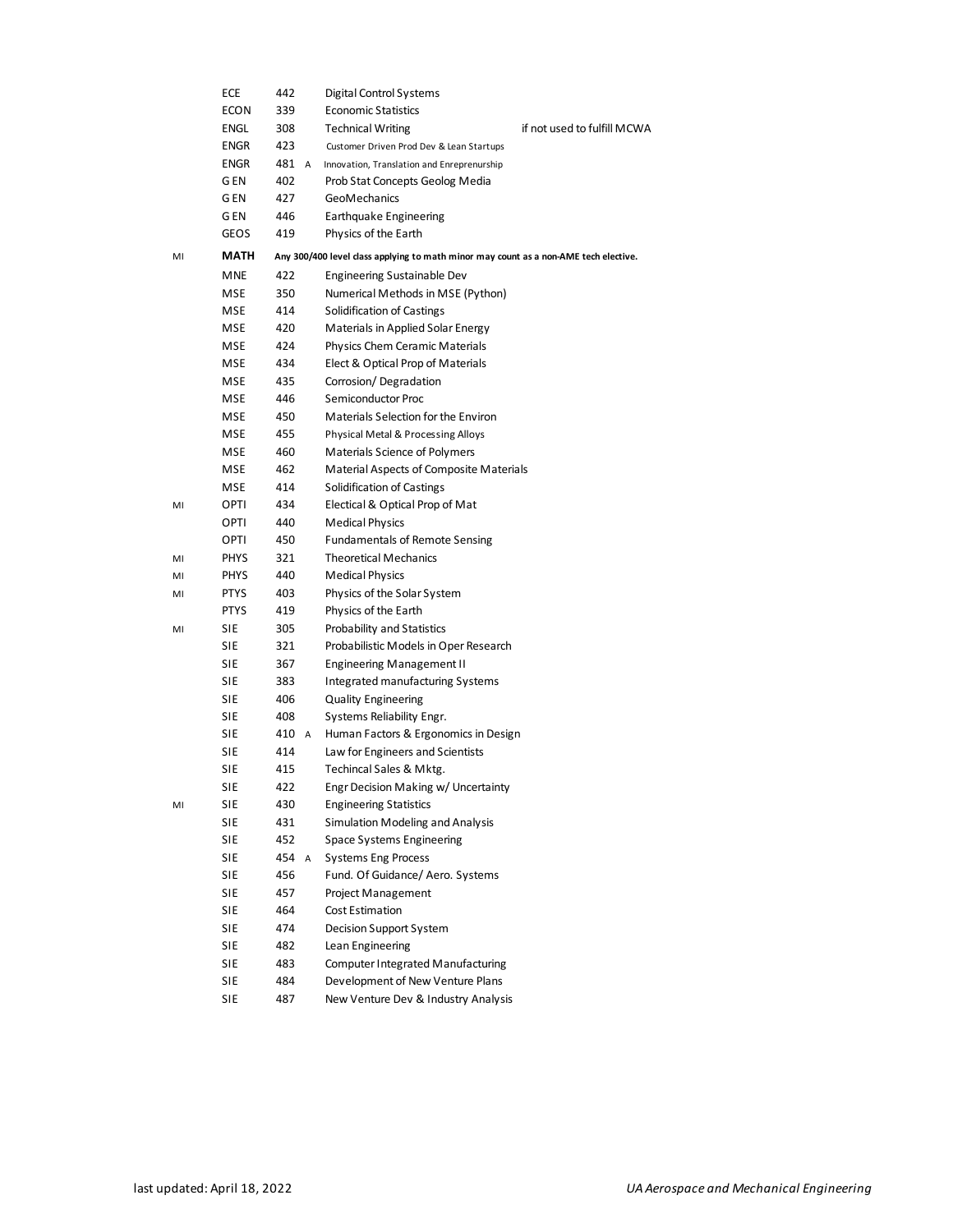| | | | | | |
|---|---|---|---|---|---|
| | ECE | 442 | | Digital Control Systems | |
| | ECON | 339 | | Economic Statistics | |
| | ENGL | 308 | | Technical Writing | if not used to fulfill MCWA |
| | ENGR | 423 | | Customer Driven Prod Dev & Lean Startups | |
| | ENGR | 481 | A | Innovation, Translation and Enreprenurship | |
| | G EN | 402 | | Prob Stat Concepts Geolog Media | |
| | G EN | 427 | | GeoMechanics | |
| | G EN | 446 | | Earthquake Engineering | |
| | GEOS | 419 | | Physics of the Earth | |
| MI | **MATH** | **Any 300/400 level class applying to math minor may count as a non-AME tech elective.** | | | |
| | MNE | 422 | | Engineering Sustainable Dev | |
| | MSE | 350 | | Numerical Methods in MSE (Python) | |
| | MSE | 414 | | Solidification of Castings | |
| | MSE | 420 | | Materials in Applied Solar Energy | |
| | MSE | 424 | | Physics Chem Ceramic Materials | |
| | MSE | 434 | | Elect & Optical Prop of Materials | |
| | MSE | 435 | | Corrosion/ Degradation | |
| | MSE | 446 | | Semiconductor Proc | |
| | MSE | 450 | | Materials Selection for the Environ | |
| | MSE | 455 | | Physical Metal & Processing Alloys | |
| | MSE | 460 | | Materials Science of Polymers | |
| | MSE | 462 | | Material Aspects of Composite Materials | |
| | MSE | 414 | | Solidification of Castings | |
| MI | OPTI | 434 | | Electical & Optical Prop of Mat | |
| | OPTI | 440 | | Medical Physics | |
| | OPTI | 450 | | Fundamentals of Remote Sensing | |
| MI | PHYS | 321 | | Theoretical Mechanics | |
| MI | PHYS | 440 | | Medical Physics | |
| MI | PTYS | 403 | | Physics of the Solar System | |
| | PTYS | 419 | | Physics of the Earth | |
| MI | SIE | 305 | | Probability and Statistics | |
| | SIE | 321 | | Probabilistic Models in Oper Research | |
| | SIE | 367 | | Engineering Management II | |
| | SIE | 383 | | Integrated manufacturing Systems | |
| | SIE | 406 | | Quality Engineering | |
| | SIE | 408 | | Systems Reliability Engr. | |
| | SIE | 410 | A | Human Factors & Ergonomics in Design | |
| | SIE | 414 | | Law for Engineers and Scientists | |
| | SIE | 415 | | Techincal Sales & Mktg. | |
| | SIE | 422 | | Engr Decision Making w/ Uncertainty | |
| MI | SIE | 430 | | Engineering Statistics | |
| | SIE | 431 | | Simulation Modeling and Analysis | |
| | SIE | 452 | | Space Systems Engineering | |
| | SIE | 454 | A | Systems Eng Process | |
| | SIE | 456 | | Fund. Of Guidance/ Aero. Systems | |
| | SIE | 457 | | Project Management | |
| | SIE | 464 | | Cost Estimation | |
| | SIE | 474 | | Decision Support System | |
| | SIE | 482 | | Lean Engineering | |
| | SIE | 483 | | Computer Integrated Manufacturing | |
| | SIE | 484 | | Development of New Venture Plans | |
| | SIE | 487 | | New Venture Dev & Industry Analysis | |

last updated: April 18, 2022

*UA Aerospace and Mechanical Engineering*